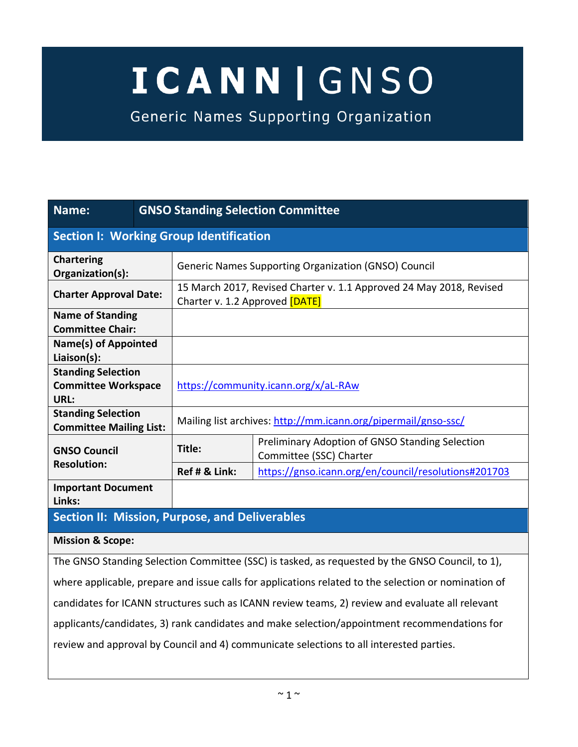# ICANN | GNSO

Generic Names Supporting Organization

| Name: | GNSO Standing Selection Committee | |
|---|---|---|
| **Section I: Working Group Identification** | | |
| **Chartering Organization(s):** | Generic Names Supporting Organization (GNSO) Council | |
| **Charter Approval Date:** | 15 March 2017, Revised Charter v. 1.1 Approved 24 May 2018, Revised Charter v. 1.2 Approved [DATE] | |
| **Name of Standing Committee Chair:** | | |
| **Name(s) of Appointed Liaison(s):** | | |
| **Standing Selection Committee Workspace URL:** | https://community.icann.org/x/aL-RAw | |
| **Standing Selection Committee Mailing List:** | Mailing list archives: http://mm.icann.org/pipermail/gnso-ssc/ | |
| **GNSO Council Resolution:** | **Title:** | Preliminary Adoption of GNSO Standing Selection Committee (SSC) Charter |
| | **Ref # & Link:** | https://gnso.icann.org/en/council/resolutions#201703 |
| **Important Document Links:** | | |

## Section II: Mission, Purpose, and Deliverables

**Mission & Scope:**

The GNSO Standing Selection Committee (SSC) is tasked, as requested by the GNSO Council, to 1), where applicable, prepare and issue calls for applications related to the selection or nomination of candidates for ICANN structures such as ICANN review teams, 2) review and evaluate all relevant applicants/candidates, 3) rank candidates and make selection/appointment recommendations for review and approval by Council and 4) communicate selections to all interested parties.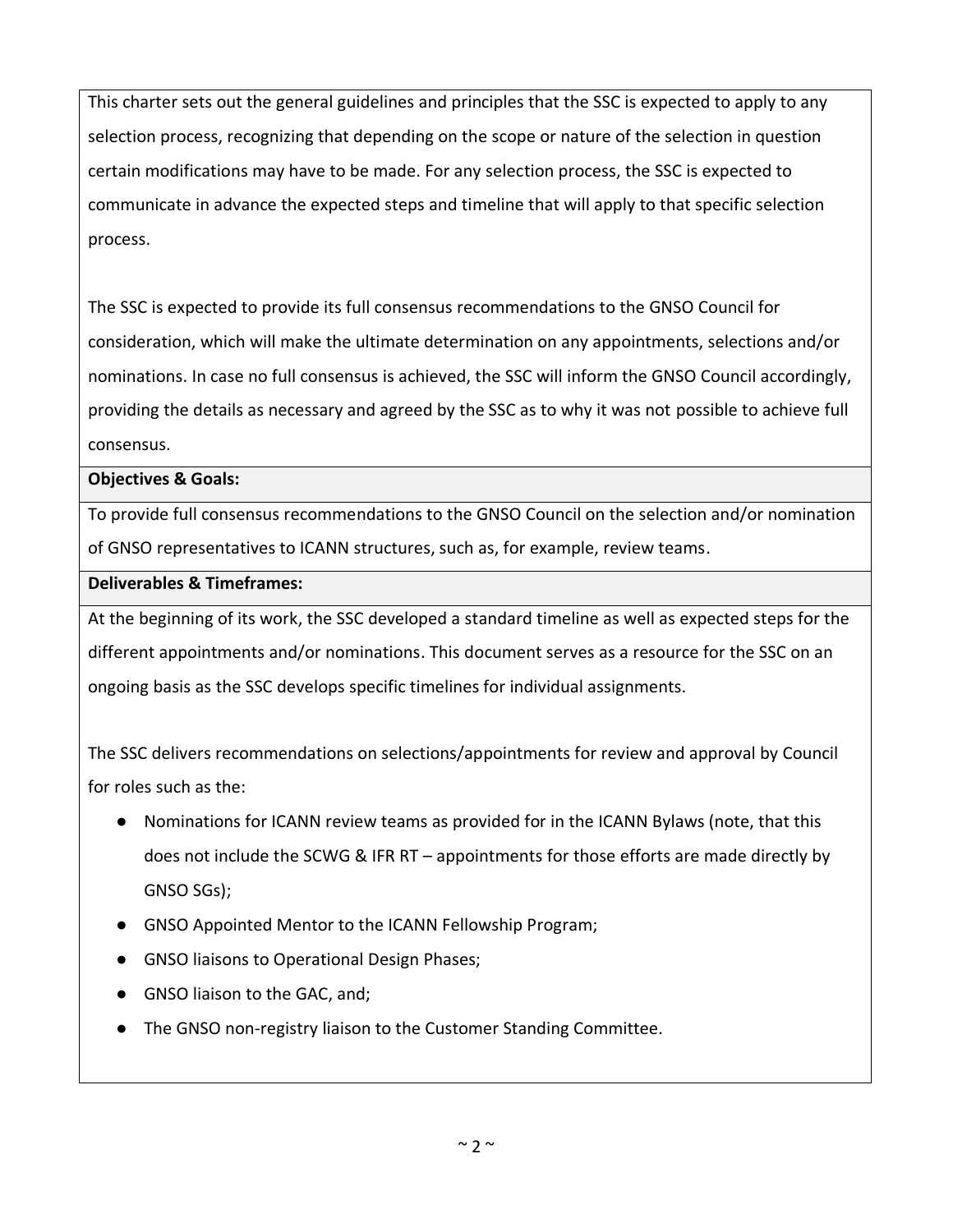This charter sets out the general guidelines and principles that the SSC is expected to apply to any selection process, recognizing that depending on the scope or nature of the selection in question certain modifications may have to be made. For any selection process, the SSC is expected to communicate in advance the expected steps and timeline that will apply to that specific selection process.

The SSC is expected to provide its full consensus recommendations to the GNSO Council for consideration, which will make the ultimate determination on any appointments, selections and/or nominations. In case no full consensus is achieved, the SSC will inform the GNSO Council accordingly, providing the details as necessary and agreed by the SSC as to why it was not possible to achieve full consensus.

**Objectives & Goals:**

To provide full consensus recommendations to the GNSO Council on the selection and/or nomination of GNSO representatives to ICANN structures, such as, for example, review teams.

**Deliverables & Timeframes:**

At the beginning of its work, the SSC developed a standard timeline as well as expected steps for the different appointments and/or nominations. This document serves as a resource for the SSC on an ongoing basis as the SSC develops specific timelines for individual assignments.

The SSC delivers recommendations on selections/appointments for review and approval by Council for roles such as the:

- Nominations for ICANN review teams as provided for in the ICANN Bylaws (note, that this does not include the SCWG & IFR RT – appointments for those efforts are made directly by GNSO SGs);
- GNSO Appointed Mentor to the ICANN Fellowship Program;
- GNSO liaisons to Operational Design Phases;
- GNSO liaison to the GAC, and;
- The GNSO non-registry liaison to the Customer Standing Committee.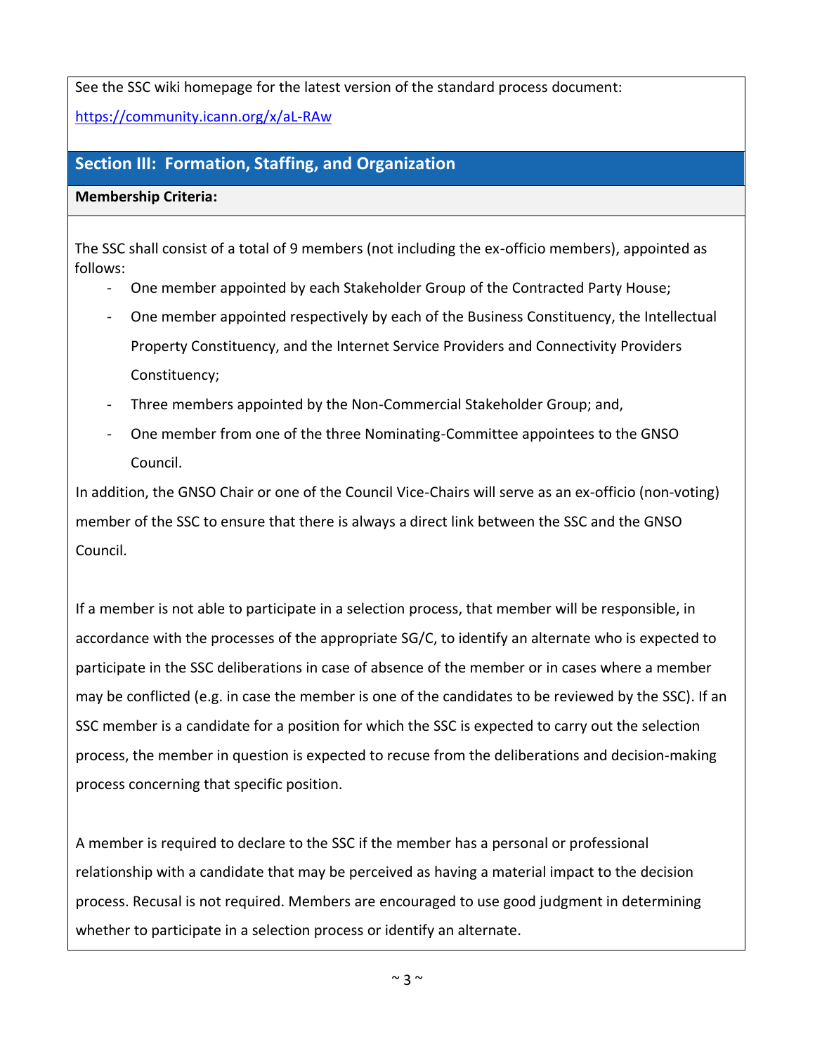See the SSC wiki homepage for the latest version of the standard process document:

https://community.icann.org/x/aL-RAw

## Section III: Formation, Staffing, and Organization

**Membership Criteria:**

The SSC shall consist of a total of 9 members (not including the ex-officio members), appointed as follows:

- One member appointed by each Stakeholder Group of the Contracted Party House;
- One member appointed respectively by each of the Business Constituency, the Intellectual Property Constituency, and the Internet Service Providers and Connectivity Providers Constituency;
- Three members appointed by the Non-Commercial Stakeholder Group; and,
- One member from one of the three Nominating-Committee appointees to the GNSO Council.

In addition, the GNSO Chair or one of the Council Vice-Chairs will serve as an ex-officio (non-voting) member of the SSC to ensure that there is always a direct link between the SSC and the GNSO Council.

If a member is not able to participate in a selection process, that member will be responsible, in accordance with the processes of the appropriate SG/C, to identify an alternate who is expected to participate in the SSC deliberations in case of absence of the member or in cases where a member may be conflicted (e.g. in case the member is one of the candidates to be reviewed by the SSC). If an SSC member is a candidate for a position for which the SSC is expected to carry out the selection process, the member in question is expected to recuse from the deliberations and decision-making process concerning that specific position.

A member is required to declare to the SSC if the member has a personal or professional relationship with a candidate that may be perceived as having a material impact to the decision process. Recusal is not required. Members are encouraged to use good judgment in determining whether to participate in a selection process or identify an alternate.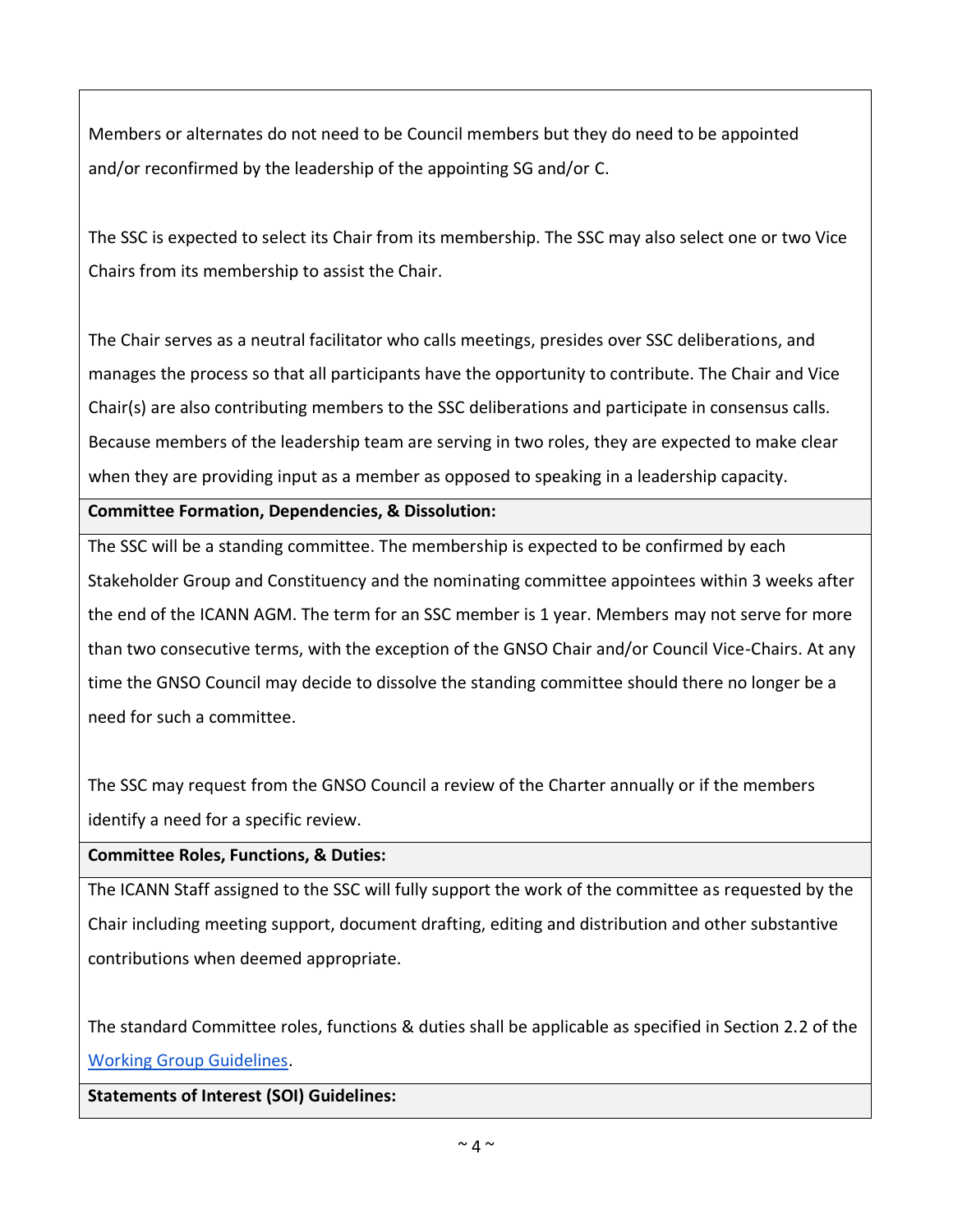Members or alternates do not need to be Council members but they do need to be appointed and/or reconfirmed by the leadership of the appointing SG and/or C.

The SSC is expected to select its Chair from its membership. The SSC may also select one or two Vice Chairs from its membership to assist the Chair.

The Chair serves as a neutral facilitator who calls meetings, presides over SSC deliberations, and manages the process so that all participants have the opportunity to contribute. The Chair and Vice Chair(s) are also contributing members to the SSC deliberations and participate in consensus calls. Because members of the leadership team are serving in two roles, they are expected to make clear when they are providing input as a member as opposed to speaking in a leadership capacity.

**Committee Formation, Dependencies, & Dissolution:**

The SSC will be a standing committee. The membership is expected to be confirmed by each Stakeholder Group and Constituency and the nominating committee appointees within 3 weeks after the end of the ICANN AGM. The term for an SSC member is 1 year. Members may not serve for more than two consecutive terms, with the exception of the GNSO Chair and/or Council Vice-Chairs. At any time the GNSO Council may decide to dissolve the standing committee should there no longer be a need for such a committee.

The SSC may request from the GNSO Council a review of the Charter annually or if the members identify a need for a specific review.

**Committee Roles, Functions, & Duties:**

The ICANN Staff assigned to the SSC will fully support the work of the committee as requested by the Chair including meeting support, document drafting, editing and distribution and other substantive contributions when deemed appropriate.

The standard Committee roles, functions & duties shall be applicable as specified in Section 2.2 of the [Working Group Guidelines](Working Group Guidelines).

**Statements of Interest (SOI) Guidelines:**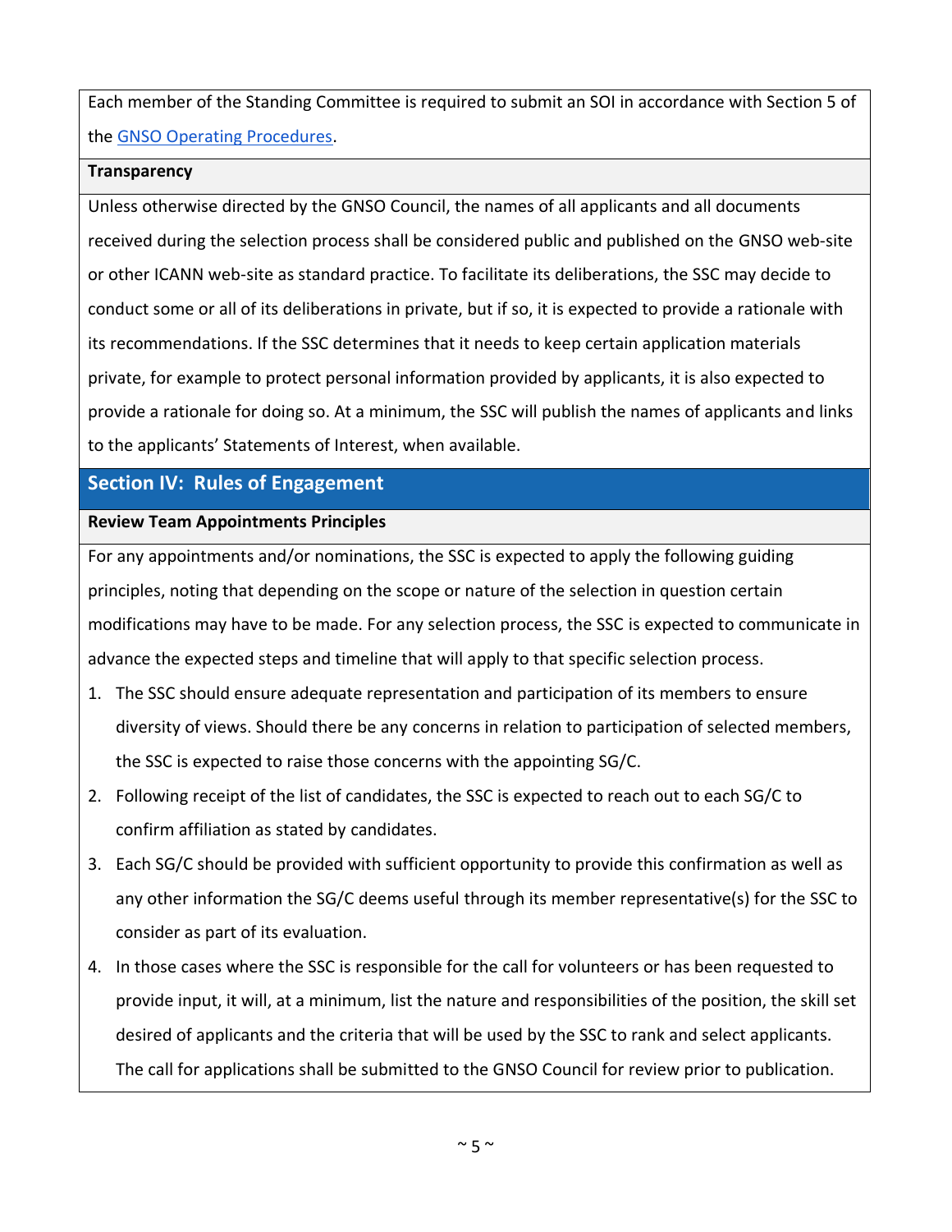Each member of the Standing Committee is required to submit an SOI in accordance with Section 5 of the GNSO Operating Procedures.

**Transparency**

Unless otherwise directed by the GNSO Council, the names of all applicants and all documents received during the selection process shall be considered public and published on the GNSO web-site or other ICANN web-site as standard practice. To facilitate its deliberations, the SSC may decide to conduct some or all of its deliberations in private, but if so, it is expected to provide a rationale with its recommendations. If the SSC determines that it needs to keep certain application materials private, for example to protect personal information provided by applicants, it is also expected to provide a rationale for doing so. At a minimum, the SSC will publish the names of applicants and links to the applicants' Statements of Interest, when available.

## Section IV: Rules of Engagement

**Review Team Appointments Principles**

For any appointments and/or nominations, the SSC is expected to apply the following guiding principles, noting that depending on the scope or nature of the selection in question certain modifications may have to be made. For any selection process, the SSC is expected to communicate in advance the expected steps and timeline that will apply to that specific selection process.

1. The SSC should ensure adequate representation and participation of its members to ensure diversity of views. Should there be any concerns in relation to participation of selected members, the SSC is expected to raise those concerns with the appointing SG/C.
2. Following receipt of the list of candidates, the SSC is expected to reach out to each SG/C to confirm affiliation as stated by candidates.
3. Each SG/C should be provided with sufficient opportunity to provide this confirmation as well as any other information the SG/C deems useful through its member representative(s) for the SSC to consider as part of its evaluation.
4. In those cases where the SSC is responsible for the call for volunteers or has been requested to provide input, it will, at a minimum, list the nature and responsibilities of the position, the skill set desired of applicants and the criteria that will be used by the SSC to rank and select applicants. The call for applications shall be submitted to the GNSO Council for review prior to publication.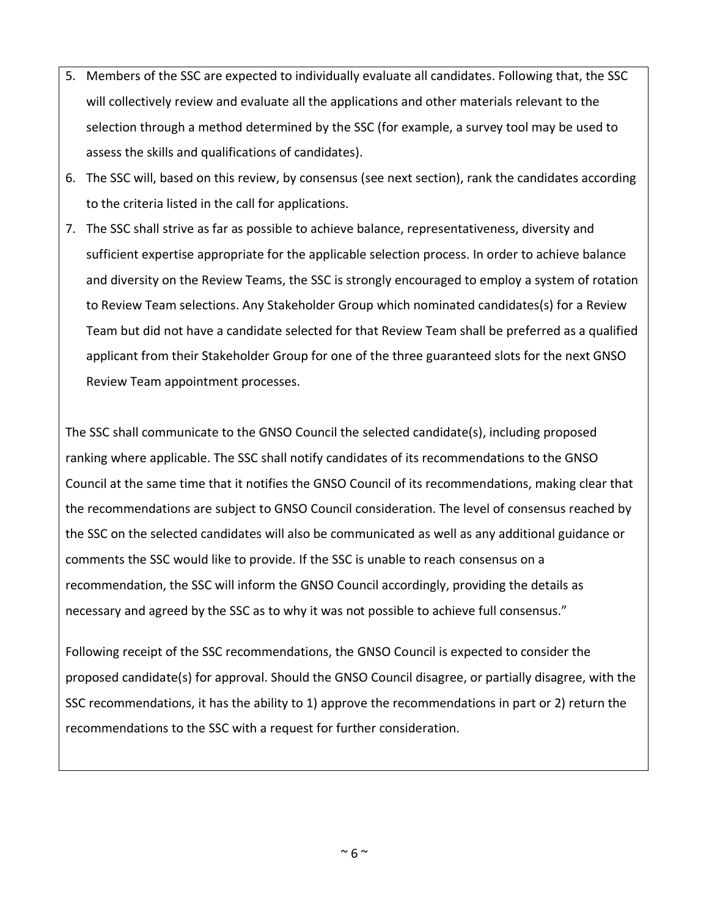5. Members of the SSC are expected to individually evaluate all candidates. Following that, the SSC will collectively review and evaluate all the applications and other materials relevant to the selection through a method determined by the SSC (for example, a survey tool may be used to assess the skills and qualifications of candidates).
6. The SSC will, based on this review, by consensus (see next section), rank the candidates according to the criteria listed in the call for applications.
7. The SSC shall strive as far as possible to achieve balance, representativeness, diversity and sufficient expertise appropriate for the applicable selection process. In order to achieve balance and diversity on the Review Teams, the SSC is strongly encouraged to employ a system of rotation to Review Team selections. Any Stakeholder Group which nominated candidates(s) for a Review Team but did not have a candidate selected for that Review Team shall be preferred as a qualified applicant from their Stakeholder Group for one of the three guaranteed slots for the next GNSO Review Team appointment processes.

The SSC shall communicate to the GNSO Council the selected candidate(s), including proposed ranking where applicable. The SSC shall notify candidates of its recommendations to the GNSO Council at the same time that it notifies the GNSO Council of its recommendations, making clear that the recommendations are subject to GNSO Council consideration. The level of consensus reached by the SSC on the selected candidates will also be communicated as well as any additional guidance or comments the SSC would like to provide. If the SSC is unable to reach consensus on a recommendation, the SSC will inform the GNSO Council accordingly, providing the details as necessary and agreed by the SSC as to why it was not possible to achieve full consensus."

Following receipt of the SSC recommendations, the GNSO Council is expected to consider the proposed candidate(s) for approval. Should the GNSO Council disagree, or partially disagree, with the SSC recommendations, it has the ability to 1) approve the recommendations in part or 2) return the recommendations to the SSC with a request for further consideration.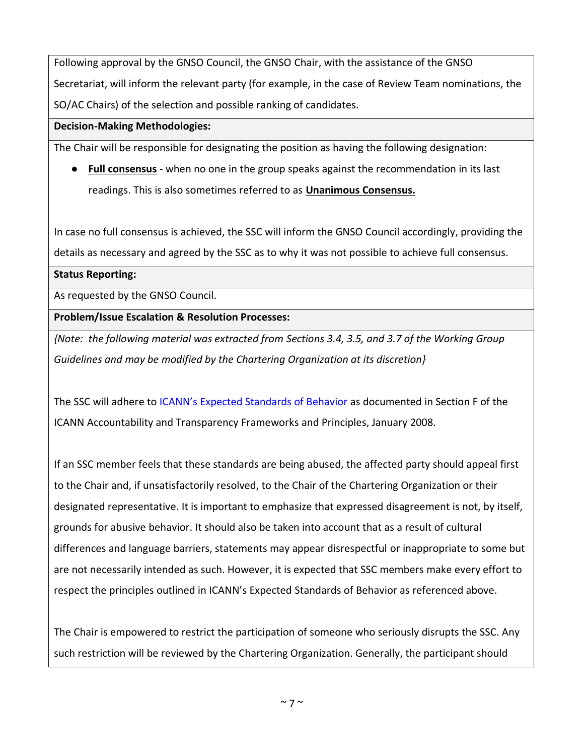Following approval by the GNSO Council, the GNSO Chair, with the assistance of the GNSO Secretariat, will inform the relevant party (for example, in the case of Review Team nominations, the SO/AC Chairs) of the selection and possible ranking of candidates.

**Decision-Making Methodologies:**

The Chair will be responsible for designating the position as having the following designation:

- **Full consensus** - when no one in the group speaks against the recommendation in its last readings. This is also sometimes referred to as **Unanimous Consensus.**

In case no full consensus is achieved, the SSC will inform the GNSO Council accordingly, providing the details as necessary and agreed by the SSC as to why it was not possible to achieve full consensus.

**Status Reporting:**

As requested by the GNSO Council.

**Problem/Issue Escalation & Resolution Processes:**

*{Note: the following material was extracted from Sections 3.4, 3.5, and 3.7 of the Working Group Guidelines and may be modified by the Chartering Organization at its discretion}*

The SSC will adhere to ICANN's Expected Standards of Behavior as documented in Section F of the ICANN Accountability and Transparency Frameworks and Principles, January 2008.

If an SSC member feels that these standards are being abused, the affected party should appeal first to the Chair and, if unsatisfactorily resolved, to the Chair of the Chartering Organization or their designated representative. It is important to emphasize that expressed disagreement is not, by itself, grounds for abusive behavior. It should also be taken into account that as a result of cultural differences and language barriers, statements may appear disrespectful or inappropriate to some but are not necessarily intended as such. However, it is expected that SSC members make every effort to respect the principles outlined in ICANN's Expected Standards of Behavior as referenced above.

The Chair is empowered to restrict the participation of someone who seriously disrupts the SSC. Any such restriction will be reviewed by the Chartering Organization. Generally, the participant should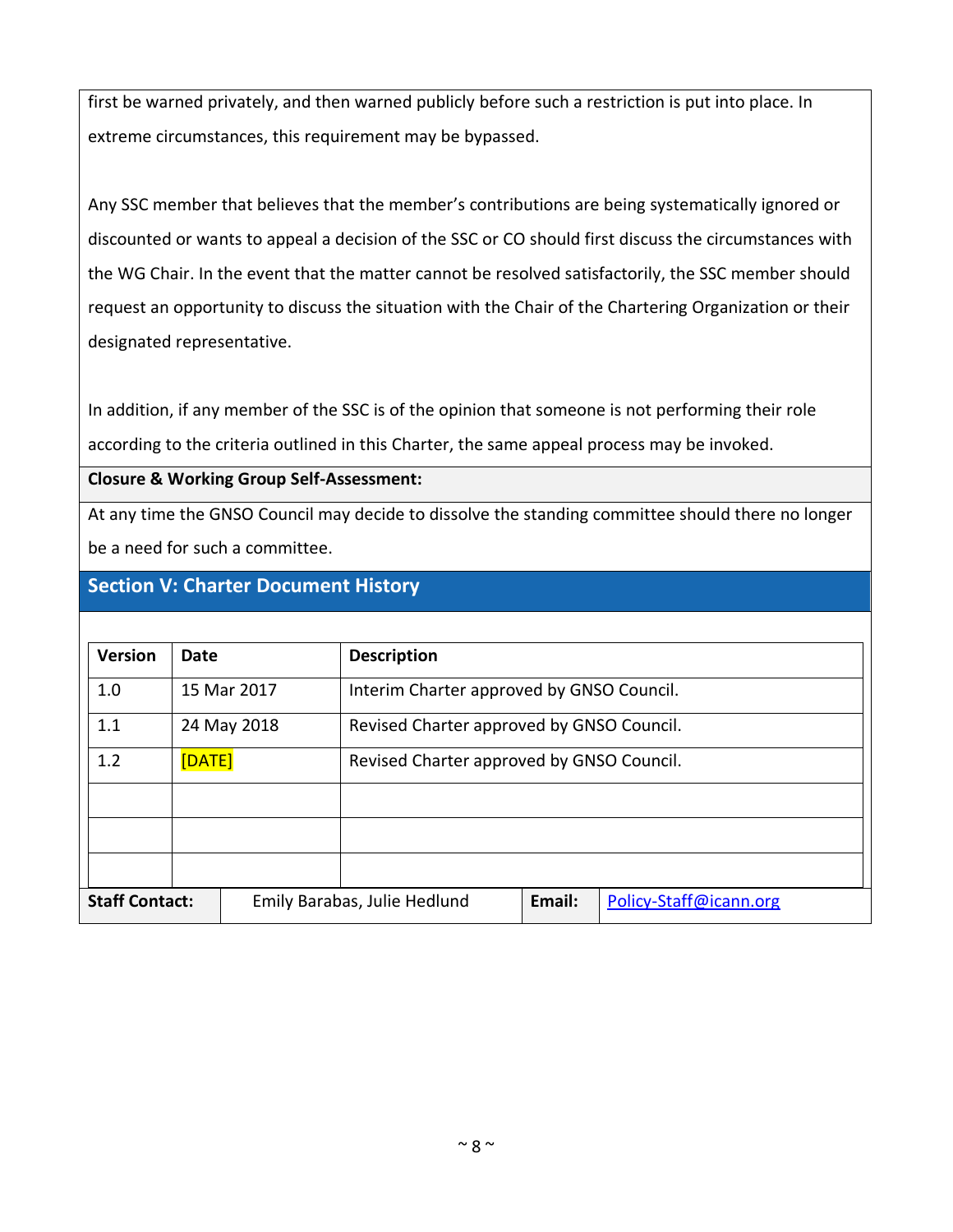first be warned privately, and then warned publicly before such a restriction is put into place. In extreme circumstances, this requirement may be bypassed.

Any SSC member that believes that the member's contributions are being systematically ignored or discounted or wants to appeal a decision of the SSC or CO should first discuss the circumstances with the WG Chair. In the event that the matter cannot be resolved satisfactorily, the SSC member should request an opportunity to discuss the situation with the Chair of the Chartering Organization or their designated representative.

In addition, if any member of the SSC is of the opinion that someone is not performing their role according to the criteria outlined in this Charter, the same appeal process may be invoked.

**Closure & Working Group Self-Assessment:**

At any time the GNSO Council may decide to dissolve the standing committee should there no longer be a need for such a committee.

## Section V: Charter Document History

| Version | Date | Description |
|---|---|---|
| 1.0 | 15 Mar 2017 | Interim Charter approved by GNSO Council. |
| 1.1 | 24 May 2018 | Revised Charter approved by GNSO Council. |
| 1.2 | [DATE] | Revised Charter approved by GNSO Council. |
| | | |
| | | |
| | | |

| | | | |
|---|---|---|---|
| **Staff Contact:** | Emily Barabas, Julie Hedlund | **Email:** | Policy-Staff@icann.org |